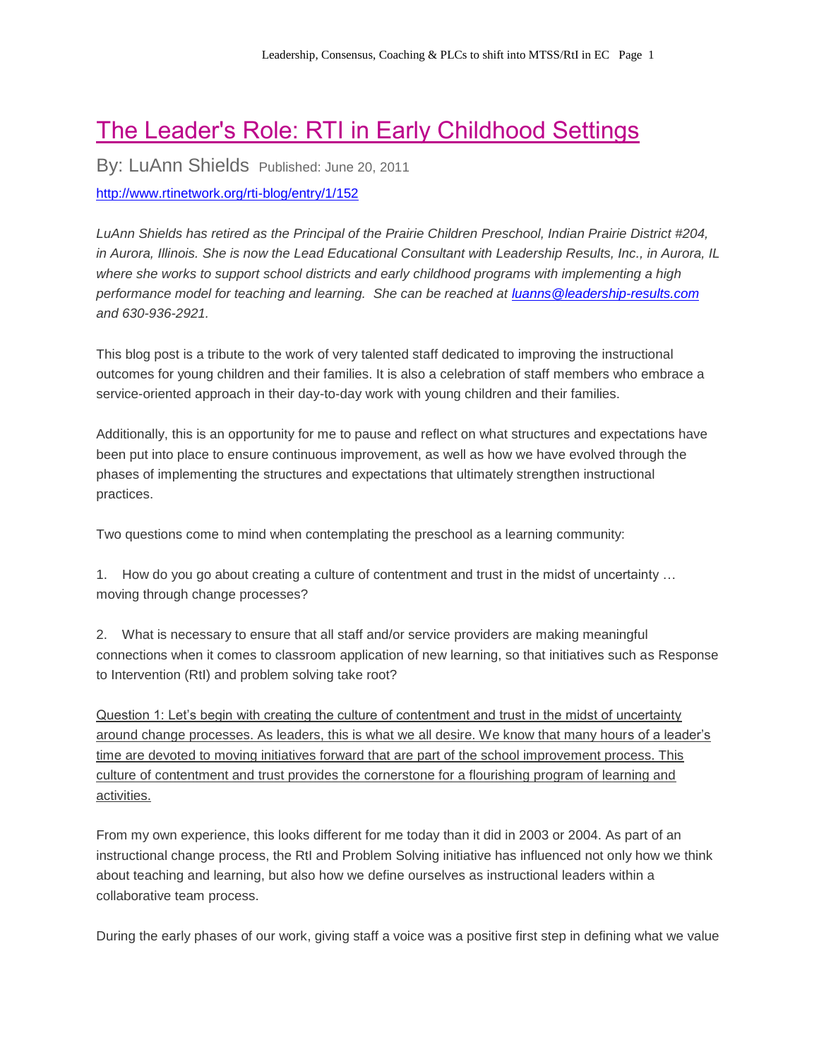# The Leader's Role: RTI in Early Childhood Settings

By: LuAnn Shields Published: June 20, 2011

http://www.rtinetwork.org/rti-blog/entry/1/152

*LuAnn Shields has retired as the Principal of the Prairie Children Preschool, Indian Prairie District #204, in Aurora, Illinois. She is now the Lead Educational Consultant with Leadership Results, Inc., in Aurora, IL where she works to support school districts and early childhood programs with implementing a high performance model for teaching and learning. She can be reached at luanns@leadership-results.com and 630-936-2921.*

This blog post is a tribute to the work of very talented staff dedicated to improving the instructional outcomes for young children and their families. It is also a celebration of staff members who embrace a service-oriented approach in their day-to-day work with young children and their families.

Additionally, this is an opportunity for me to pause and reflect on what structures and expectations have been put into place to ensure continuous improvement, as well as how we have evolved through the phases of implementing the structures and expectations that ultimately strengthen instructional practices.

Two questions come to mind when contemplating the preschool as a learning community:

1. How do you go about creating a culture of contentment and trust in the midst of uncertainty … moving through change processes?

2. What is necessary to ensure that all staff and/or service providers are making meaningful connections when it comes to classroom application of new learning, so that initiatives such as Response to Intervention (RtI) and problem solving take root?

<u>Question 1: Let's begin with creating the culture of contentment and trust in the midst of uncertainty around change processes. As leaders, this is what we all desire. We know that many hours of a leader's time are devoted to moving initiatives forward that are part of the school improvement process. This culture of contentment and trust provides the cornerstone for a flourishing program of learning and activities.</u>

From my own experience, this looks different for me today than it did in 2003 or 2004. As part of an instructional change process, the RtI and Problem Solving initiative has influenced not only how we think about teaching and learning, but also how we define ourselves as instructional leaders within a collaborative team process.

During the early phases of our work, giving staff a voice was a positive first step in defining what we value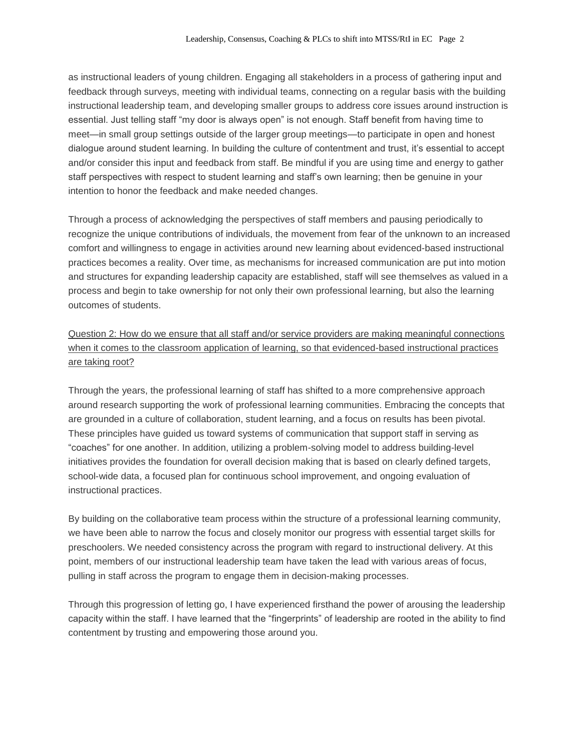as instructional leaders of young children. Engaging all stakeholders in a process of gathering input and feedback through surveys, meeting with individual teams, connecting on a regular basis with the building instructional leadership team, and developing smaller groups to address core issues around instruction is essential. Just telling staff "my door is always open" is not enough. Staff benefit from having time to meet—in small group settings outside of the larger group meetings—to participate in open and honest dialogue around student learning. In building the culture of contentment and trust, it's essential to accept and/or consider this input and feedback from staff. Be mindful if you are using time and energy to gather staff perspectives with respect to student learning and staff's own learning; then be genuine in your intention to honor the feedback and make needed changes.

Through a process of acknowledging the perspectives of staff members and pausing periodically to recognize the unique contributions of individuals, the movement from fear of the unknown to an increased comfort and willingness to engage in activities around new learning about evidenced-based instructional practices becomes a reality. Over time, as mechanisms for increased communication are put into motion and structures for expanding leadership capacity are established, staff will see themselves as valued in a process and begin to take ownership for not only their own professional learning, but also the learning outcomes of students.

<u>Question 2: How do we ensure that all staff and/or service providers are making meaningful connections when it comes to the classroom application of learning, so that evidenced-based instructional practices are taking root?</u>

Through the years, the professional learning of staff has shifted to a more comprehensive approach around research supporting the work of professional learning communities. Embracing the concepts that are grounded in a culture of collaboration, student learning, and a focus on results has been pivotal. These principles have guided us toward systems of communication that support staff in serving as "coaches" for one another. In addition, utilizing a problem-solving model to address building-level initiatives provides the foundation for overall decision making that is based on clearly defined targets, school-wide data, a focused plan for continuous school improvement, and ongoing evaluation of instructional practices.

By building on the collaborative team process within the structure of a professional learning community, we have been able to narrow the focus and closely monitor our progress with essential target skills for preschoolers. We needed consistency across the program with regard to instructional delivery. At this point, members of our instructional leadership team have taken the lead with various areas of focus, pulling in staff across the program to engage them in decision-making processes.

Through this progression of letting go, I have experienced firsthand the power of arousing the leadership capacity within the staff. I have learned that the "fingerprints" of leadership are rooted in the ability to find contentment by trusting and empowering those around you.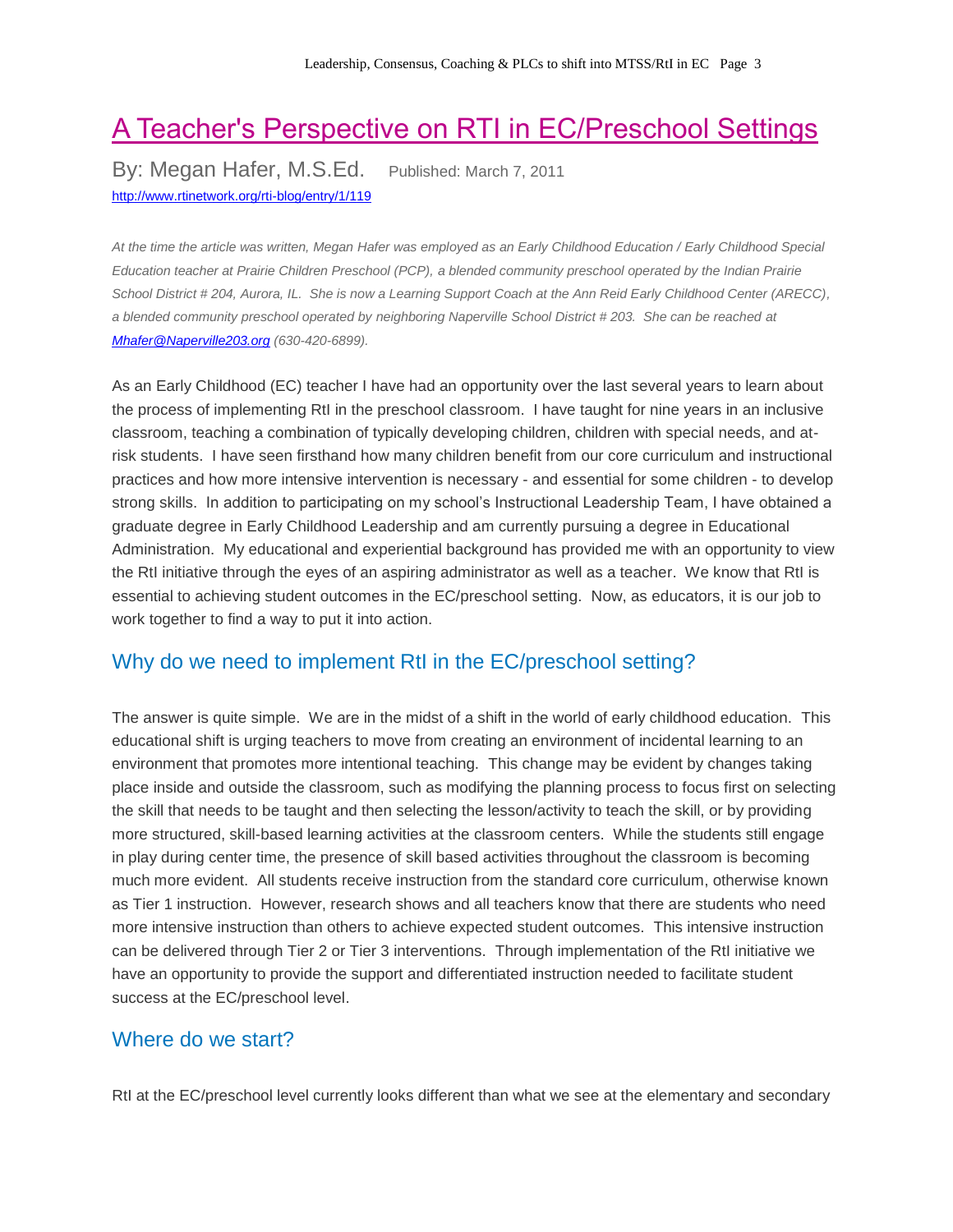# A Teacher's Perspective on RTI in EC/Preschool Settings

By: Megan Hafer, M.S.Ed. Published: March 7, 2011

http://www.rtinetwork.org/rti-blog/entry/1/119

*At the time the article was written, Megan Hafer was employed as an Early Childhood Education / Early Childhood Special Education teacher at Prairie Children Preschool (PCP), a blended community preschool operated by the Indian Prairie School District # 204, Aurora, IL. She is now a Learning Support Coach at the Ann Reid Early Childhood Center (ARECC), a blended community preschool operated by neighboring Naperville School District # 203. She can be reached at Mhafer@Naperville203.org (630-420-6899).*

As an Early Childhood (EC) teacher I have had an opportunity over the last several years to learn about the process of implementing RtI in the preschool classroom. I have taught for nine years in an inclusive classroom, teaching a combination of typically developing children, children with special needs, and at-risk students. I have seen firsthand how many children benefit from our core curriculum and instructional practices and how more intensive intervention is necessary - and essential for some children - to develop strong skills. In addition to participating on my school's Instructional Leadership Team, I have obtained a graduate degree in Early Childhood Leadership and am currently pursuing a degree in Educational Administration. My educational and experiential background has provided me with an opportunity to view the RtI initiative through the eyes of an aspiring administrator as well as a teacher. We know that RtI is essential to achieving student outcomes in the EC/preschool setting. Now, as educators, it is our job to work together to find a way to put it into action.

## Why do we need to implement RtI in the EC/preschool setting?

The answer is quite simple. We are in the midst of a shift in the world of early childhood education. This educational shift is urging teachers to move from creating an environment of incidental learning to an environment that promotes more intentional teaching. This change may be evident by changes taking place inside and outside the classroom, such as modifying the planning process to focus first on selecting the skill that needs to be taught and then selecting the lesson/activity to teach the skill, or by providing more structured, skill-based learning activities at the classroom centers. While the students still engage in play during center time, the presence of skill based activities throughout the classroom is becoming much more evident. All students receive instruction from the standard core curriculum, otherwise known as Tier 1 instruction. However, research shows and all teachers know that there are students who need more intensive instruction than others to achieve expected student outcomes. This intensive instruction can be delivered through Tier 2 or Tier 3 interventions. Through implementation of the RtI initiative we have an opportunity to provide the support and differentiated instruction needed to facilitate student success at the EC/preschool level.

## Where do we start?

RtI at the EC/preschool level currently looks different than what we see at the elementary and secondary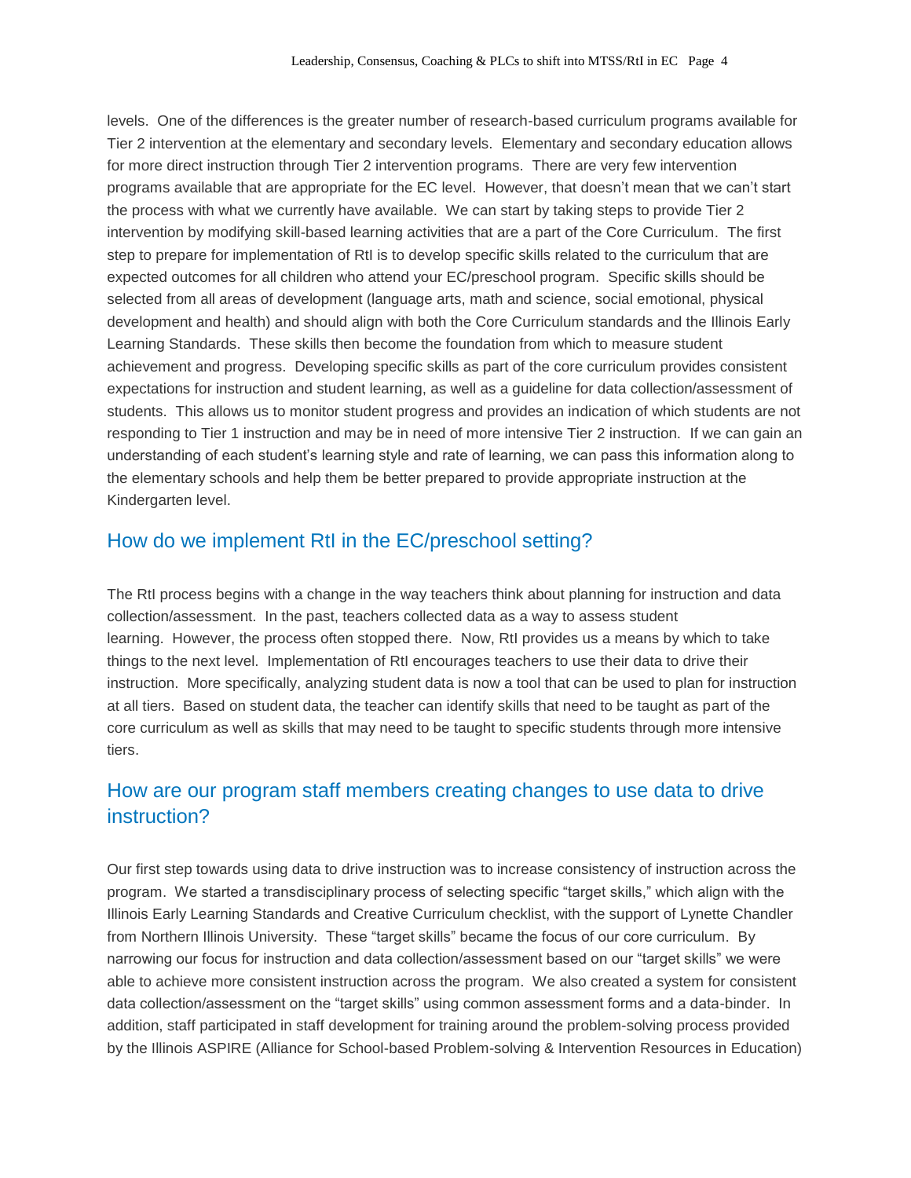levels. One of the differences is the greater number of research-based curriculum programs available for Tier 2 intervention at the elementary and secondary levels. Elementary and secondary education allows for more direct instruction through Tier 2 intervention programs. There are very few intervention programs available that are appropriate for the EC level. However, that doesn't mean that we can't start the process with what we currently have available. We can start by taking steps to provide Tier 2 intervention by modifying skill-based learning activities that are a part of the Core Curriculum. The first step to prepare for implementation of RtI is to develop specific skills related to the curriculum that are expected outcomes for all children who attend your EC/preschool program. Specific skills should be selected from all areas of development (language arts, math and science, social emotional, physical development and health) and should align with both the Core Curriculum standards and the Illinois Early Learning Standards. These skills then become the foundation from which to measure student achievement and progress. Developing specific skills as part of the core curriculum provides consistent expectations for instruction and student learning, as well as a guideline for data collection/assessment of students. This allows us to monitor student progress and provides an indication of which students are not responding to Tier 1 instruction and may be in need of more intensive Tier 2 instruction. If we can gain an understanding of each student's learning style and rate of learning, we can pass this information along to the elementary schools and help them be better prepared to provide appropriate instruction at the Kindergarten level.

## How do we implement RtI in the EC/preschool setting?

The RtI process begins with a change in the way teachers think about planning for instruction and data collection/assessment. In the past, teachers collected data as a way to assess student learning. However, the process often stopped there. Now, RtI provides us a means by which to take things to the next level. Implementation of RtI encourages teachers to use their data to drive their instruction. More specifically, analyzing student data is now a tool that can be used to plan for instruction at all tiers. Based on student data, the teacher can identify skills that need to be taught as part of the core curriculum as well as skills that may need to be taught to specific students through more intensive tiers.

## How are our program staff members creating changes to use data to drive instruction?

Our first step towards using data to drive instruction was to increase consistency of instruction across the program. We started a transdisciplinary process of selecting specific "target skills," which align with the Illinois Early Learning Standards and Creative Curriculum checklist, with the support of Lynette Chandler from Northern Illinois University. These "target skills" became the focus of our core curriculum. By narrowing our focus for instruction and data collection/assessment based on our "target skills" we were able to achieve more consistent instruction across the program. We also created a system for consistent data collection/assessment on the "target skills" using common assessment forms and a data-binder. In addition, staff participated in staff development for training around the problem-solving process provided by the Illinois ASPIRE (Alliance for School-based Problem-solving & Intervention Resources in Education)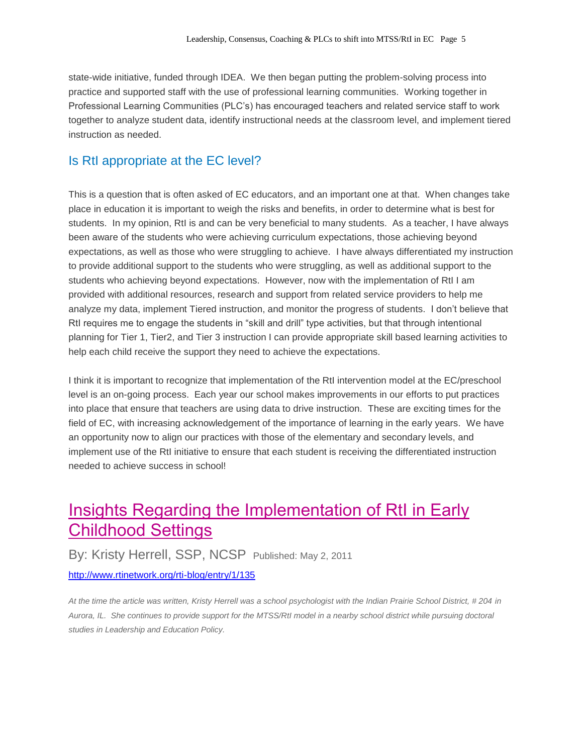state-wide initiative, funded through IDEA. We then began putting the problem-solving process into practice and supported staff with the use of professional learning communities. Working together in Professional Learning Communities (PLC's) has encouraged teachers and related service staff to work together to analyze student data, identify instructional needs at the classroom level, and implement tiered instruction as needed.

## Is RtI appropriate at the EC level?

This is a question that is often asked of EC educators, and an important one at that. When changes take place in education it is important to weigh the risks and benefits, in order to determine what is best for students. In my opinion, RtI is and can be very beneficial to many students. As a teacher, I have always been aware of the students who were achieving curriculum expectations, those achieving beyond expectations, as well as those who were struggling to achieve. I have always differentiated my instruction to provide additional support to the students who were struggling, as well as additional support to the students who achieving beyond expectations. However, now with the implementation of RtI I am provided with additional resources, research and support from related service providers to help me analyze my data, implement Tiered instruction, and monitor the progress of students. I don't believe that RtI requires me to engage the students in "skill and drill" type activities, but that through intentional planning for Tier 1, Tier2, and Tier 3 instruction I can provide appropriate skill based learning activities to help each child receive the support they need to achieve the expectations.

I think it is important to recognize that implementation of the RtI intervention model at the EC/preschool level is an on-going process. Each year our school makes improvements in our efforts to put practices into place that ensure that teachers are using data to drive instruction. These are exciting times for the field of EC, with increasing acknowledgement of the importance of learning in the early years. We have an opportunity now to align our practices with those of the elementary and secondary levels, and implement use of the RtI initiative to ensure that each student is receiving the differentiated instruction needed to achieve success in school!

# Insights Regarding the Implementation of RtI in Early Childhood Settings

By: Kristy Herrell, SSP, NCSP Published: May 2, 2011

http://www.rtinetwork.org/rti-blog/entry/1/135

*At the time the article was written, Kristy Herrell was a school psychologist with the Indian Prairie School District, # 204 in Aurora, IL. She continues to provide support for the MTSS/RtI model in a nearby school district while pursuing doctoral studies in Leadership and Education Policy.*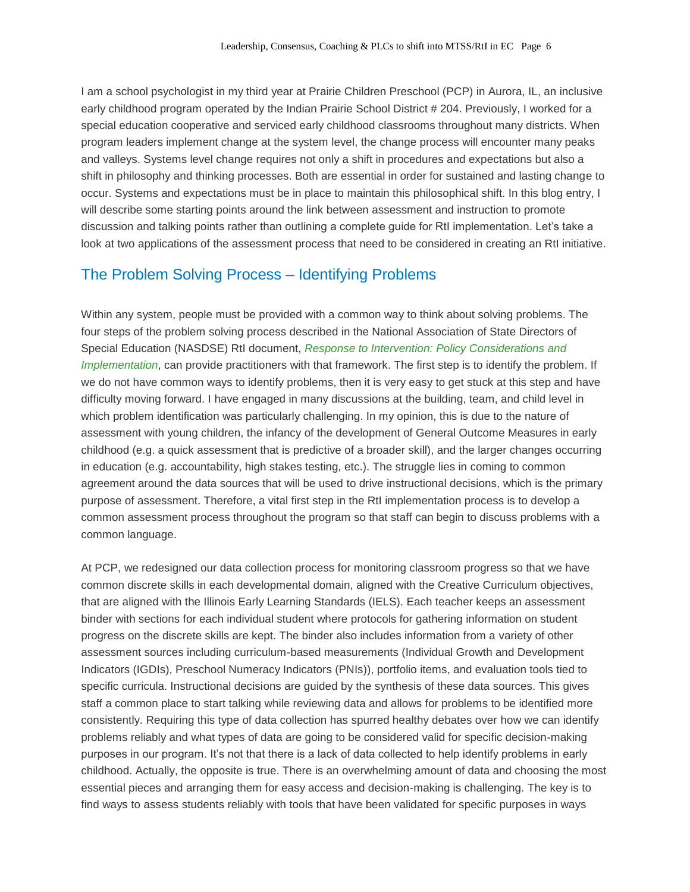I am a school psychologist in my third year at Prairie Children Preschool (PCP) in Aurora, IL, an inclusive early childhood program operated by the Indian Prairie School District # 204. Previously, I worked for a special education cooperative and serviced early childhood classrooms throughout many districts. When program leaders implement change at the system level, the change process will encounter many peaks and valleys. Systems level change requires not only a shift in procedures and expectations but also a shift in philosophy and thinking processes. Both are essential in order for sustained and lasting change to occur. Systems and expectations must be in place to maintain this philosophical shift. In this blog entry, I will describe some starting points around the link between assessment and instruction to promote discussion and talking points rather than outlining a complete guide for RtI implementation. Let's take a look at two applications of the assessment process that need to be considered in creating an RtI initiative.

## The Problem Solving Process – Identifying Problems

Within any system, people must be provided with a common way to think about solving problems. The four steps of the problem solving process described in the National Association of State Directors of Special Education (NASDSE) RtI document, *Response to Intervention: Policy Considerations and Implementation*, can provide practitioners with that framework. The first step is to identify the problem. If we do not have common ways to identify problems, then it is very easy to get stuck at this step and have difficulty moving forward. I have engaged in many discussions at the building, team, and child level in which problem identification was particularly challenging. In my opinion, this is due to the nature of assessment with young children, the infancy of the development of General Outcome Measures in early childhood (e.g. a quick assessment that is predictive of a broader skill), and the larger changes occurring in education (e.g. accountability, high stakes testing, etc.). The struggle lies in coming to common agreement around the data sources that will be used to drive instructional decisions, which is the primary purpose of assessment. Therefore, a vital first step in the RtI implementation process is to develop a common assessment process throughout the program so that staff can begin to discuss problems with a common language.

At PCP, we redesigned our data collection process for monitoring classroom progress so that we have common discrete skills in each developmental domain, aligned with the Creative Curriculum objectives, that are aligned with the Illinois Early Learning Standards (IELS). Each teacher keeps an assessment binder with sections for each individual student where protocols for gathering information on student progress on the discrete skills are kept. The binder also includes information from a variety of other assessment sources including curriculum-based measurements (Individual Growth and Development Indicators (IGDIs), Preschool Numeracy Indicators (PNIs)), portfolio items, and evaluation tools tied to specific curricula. Instructional decisions are guided by the synthesis of these data sources. This gives staff a common place to start talking while reviewing data and allows for problems to be identified more consistently. Requiring this type of data collection has spurred healthy debates over how we can identify problems reliably and what types of data are going to be considered valid for specific decision-making purposes in our program. It's not that there is a lack of data collected to help identify problems in early childhood. Actually, the opposite is true. There is an overwhelming amount of data and choosing the most essential pieces and arranging them for easy access and decision-making is challenging. The key is to find ways to assess students reliably with tools that have been validated for specific purposes in ways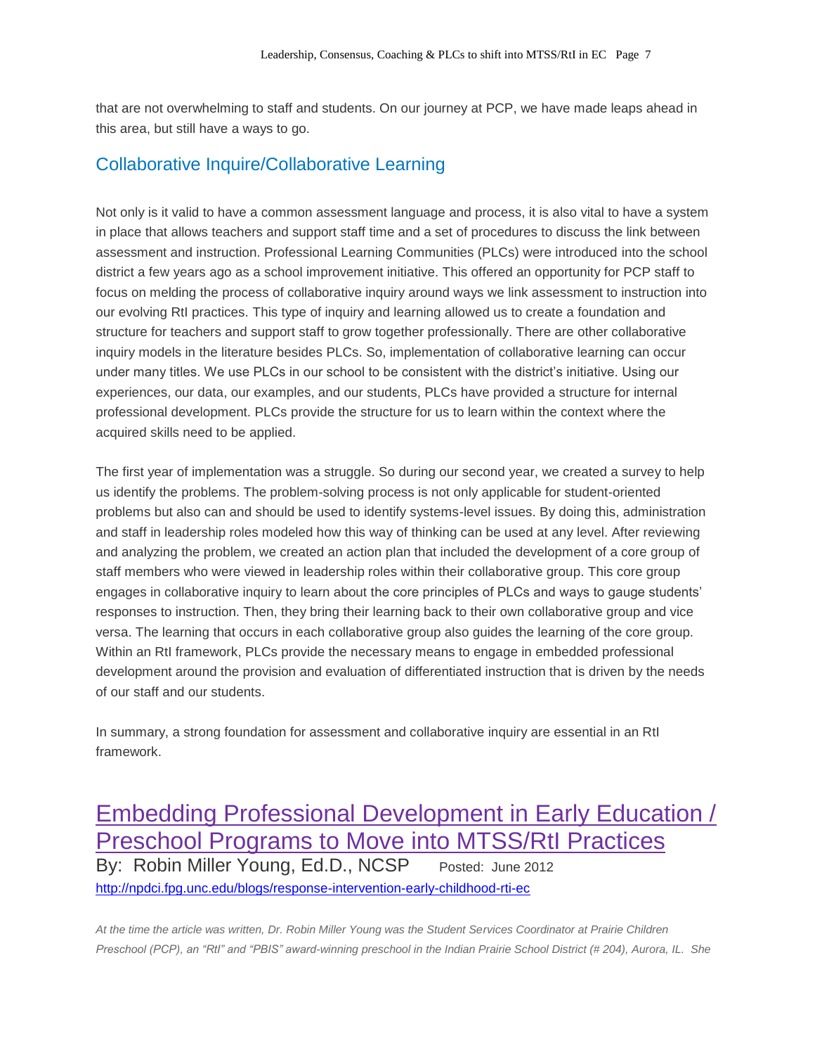that are not overwhelming to staff and students. On our journey at PCP, we have made leaps ahead in this area, but still have a ways to go.

## Collaborative Inquire/Collaborative Learning

Not only is it valid to have a common assessment language and process, it is also vital to have a system in place that allows teachers and support staff time and a set of procedures to discuss the link between assessment and instruction. Professional Learning Communities (PLCs) were introduced into the school district a few years ago as a school improvement initiative. This offered an opportunity for PCP staff to focus on melding the process of collaborative inquiry around ways we link assessment to instruction into our evolving RtI practices. This type of inquiry and learning allowed us to create a foundation and structure for teachers and support staff to grow together professionally. There are other collaborative inquiry models in the literature besides PLCs. So, implementation of collaborative learning can occur under many titles. We use PLCs in our school to be consistent with the district's initiative. Using our experiences, our data, our examples, and our students, PLCs have provided a structure for internal professional development. PLCs provide the structure for us to learn within the context where the acquired skills need to be applied.

The first year of implementation was a struggle. So during our second year, we created a survey to help us identify the problems. The problem-solving process is not only applicable for student-oriented problems but also can and should be used to identify systems-level issues. By doing this, administration and staff in leadership roles modeled how this way of thinking can be used at any level. After reviewing and analyzing the problem, we created an action plan that included the development of a core group of staff members who were viewed in leadership roles within their collaborative group. This core group engages in collaborative inquiry to learn about the core principles of PLCs and ways to gauge students' responses to instruction. Then, they bring their learning back to their own collaborative group and vice versa. The learning that occurs in each collaborative group also guides the learning of the core group. Within an RtI framework, PLCs provide the necessary means to engage in embedded professional development around the provision and evaluation of differentiated instruction that is driven by the needs of our staff and our students.

In summary, a strong foundation for assessment and collaborative inquiry are essential in an RtI framework.

# Embedding Professional Development in Early Education / Preschool Programs to Move into MTSS/RtI Practices

By: Robin Miller Young, Ed.D., NCSP    Posted: June 2012

http://npdci.fpg.unc.edu/blogs/response-intervention-early-childhood-rti-ec

*At the time the article was written, Dr. Robin Miller Young was the Student Services Coordinator at Prairie Children Preschool (PCP), an "RtI" and "PBIS" award-winning preschool in the Indian Prairie School District (# 204), Aurora, IL. She*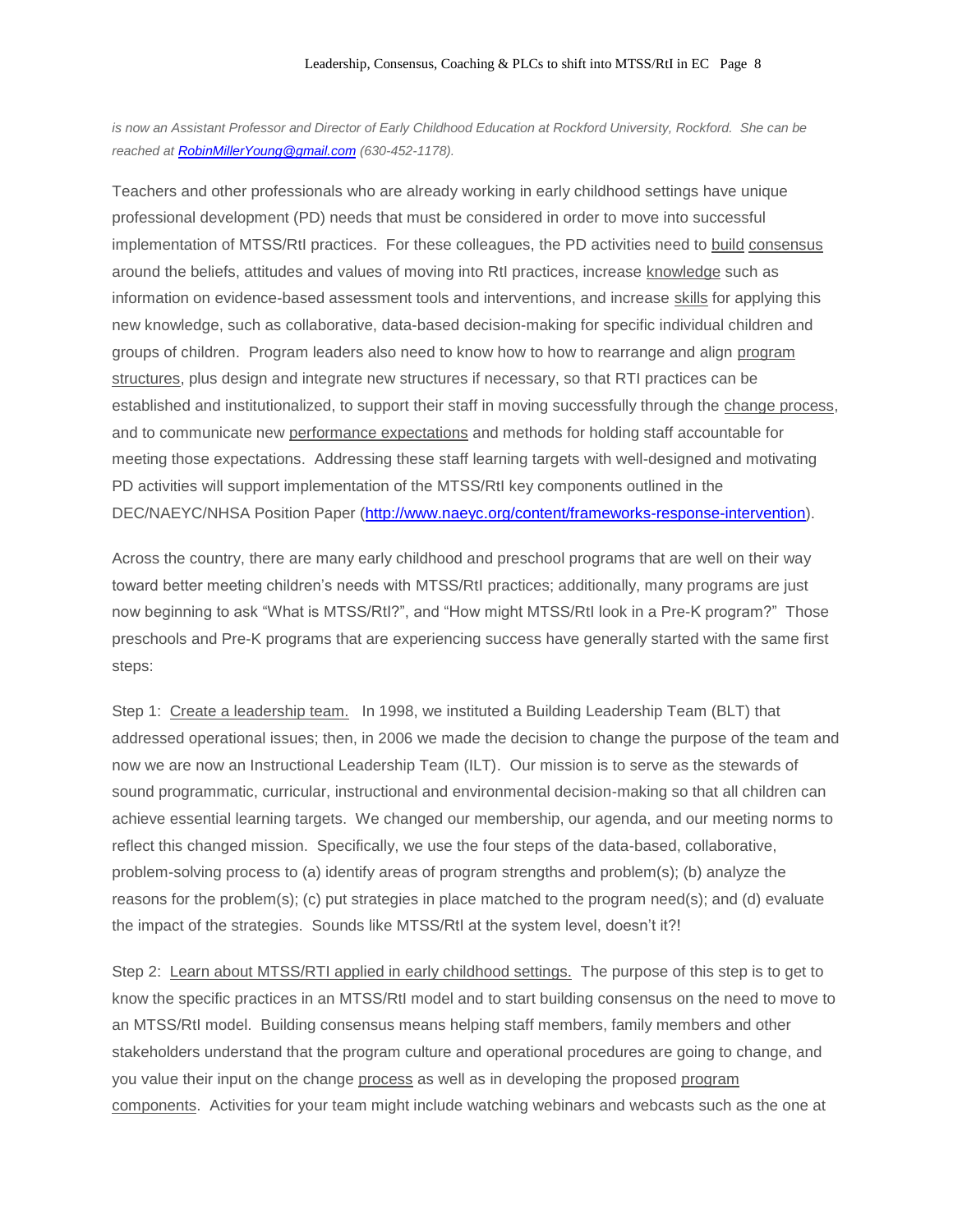*is now an Assistant Professor and Director of Early Childhood Education at Rockford University, Rockford. She can be reached at [RobinMillerYoung@gmail.com](mailto:RobinMillerYoung@gmail.com) (630-452-1178).*

Teachers and other professionals who are already working in early childhood settings have unique professional development (PD) needs that must be considered in order to move into successful implementation of MTSS/RtI practices. For these colleagues, the PD activities need to build consensus around the beliefs, attitudes and values of moving into RtI practices, increase knowledge such as information on evidence-based assessment tools and interventions, and increase skills for applying this new knowledge, such as collaborative, data-based decision-making for specific individual children and groups of children. Program leaders also need to know how to how to rearrange and align program structures, plus design and integrate new structures if necessary, so that RTI practices can be established and institutionalized, to support their staff in moving successfully through the change process, and to communicate new performance expectations and methods for holding staff accountable for meeting those expectations. Addressing these staff learning targets with well-designed and motivating PD activities will support implementation of the MTSS/RtI key components outlined in the DEC/NAEYC/NHSA Position Paper (http://www.naeyc.org/content/frameworks-response-intervention).

Across the country, there are many early childhood and preschool programs that are well on their way toward better meeting children's needs with MTSS/RtI practices; additionally, many programs are just now beginning to ask "What is MTSS/RtI?", and "How might MTSS/RtI look in a Pre-K program?" Those preschools and Pre-K programs that are experiencing success have generally started with the same first steps:

Step 1: Create a leadership team. In 1998, we instituted a Building Leadership Team (BLT) that addressed operational issues; then, in 2006 we made the decision to change the purpose of the team and now we are now an Instructional Leadership Team (ILT). Our mission is to serve as the stewards of sound programmatic, curricular, instructional and environmental decision-making so that all children can achieve essential learning targets. We changed our membership, our agenda, and our meeting norms to reflect this changed mission. Specifically, we use the four steps of the data-based, collaborative, problem-solving process to (a) identify areas of program strengths and problem(s); (b) analyze the reasons for the problem(s); (c) put strategies in place matched to the program need(s); and (d) evaluate the impact of the strategies. Sounds like MTSS/RtI at the system level, doesn't it?!

Step 2: Learn about MTSS/RTI applied in early childhood settings. The purpose of this step is to get to know the specific practices in an MTSS/RtI model and to start building consensus on the need to move to an MTSS/RtI model. Building consensus means helping staff members, family members and other stakeholders understand that the program culture and operational procedures are going to change, and you value their input on the change process as well as in developing the proposed program components. Activities for your team might include watching webinars and webcasts such as the one at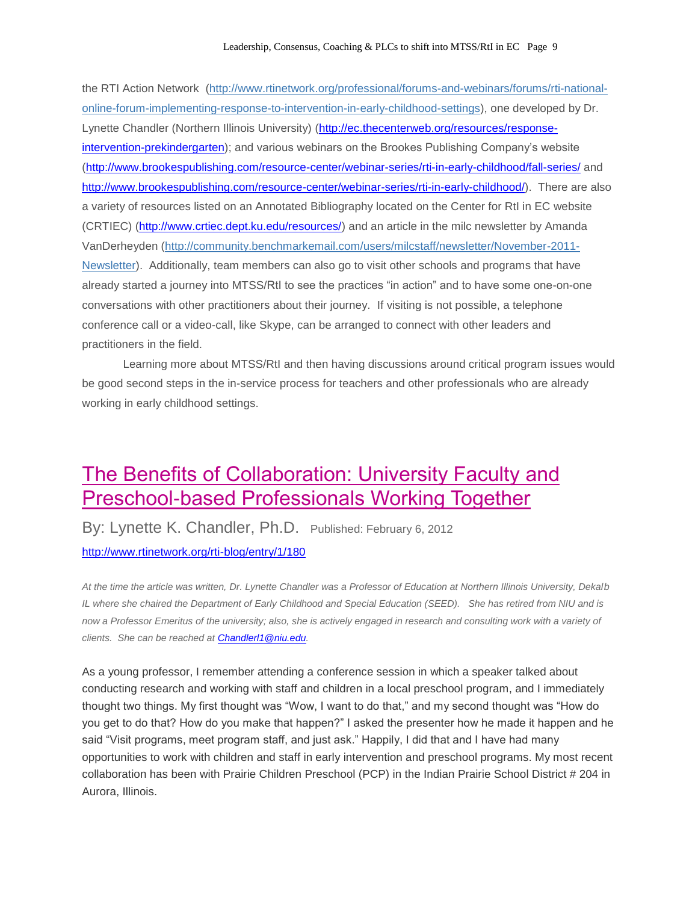the RTI Action Network (http://www.rtinetwork.org/professional/forums-and-webinars/forums/rti-national-online-forum-implementing-response-to-intervention-in-early-childhood-settings), one developed by Dr. Lynette Chandler (Northern Illinois University) (http://ec.thecenterweb.org/resources/response-intervention-prekindergarten); and various webinars on the Brookes Publishing Company's website (http://www.brookespublishing.com/resource-center/webinar-series/rti-in-early-childhood/fall-series/ and http://www.brookespublishing.com/resource-center/webinar-series/rti-in-early-childhood/). There are also a variety of resources listed on an Annotated Bibliography located on the Center for RtI in EC website (CRTIEC) (http://www.crtiec.dept.ku.edu/resources/) and an article in the milc newsletter by Amanda VanDerheyden (http://community.benchmarkemail.com/users/milcstaff/newsletter/November-2011-Newsletter). Additionally, team members can also go to visit other schools and programs that have already started a journey into MTSS/RtI to see the practices "in action" and to have some one-on-one conversations with other practitioners about their journey. If visiting is not possible, a telephone conference call or a video-call, like Skype, can be arranged to connect with other leaders and practitioners in the field.

Learning more about MTSS/RtI and then having discussions around critical program issues would be good second steps in the in-service process for teachers and other professionals who are already working in early childhood settings.

# The Benefits of Collaboration: University Faculty and Preschool-based Professionals Working Together

By: Lynette K. Chandler, Ph.D. Published: February 6, 2012

http://www.rtinetwork.org/rti-blog/entry/1/180

*At the time the article was written, Dr. Lynette Chandler was a Professor of Education at Northern Illinois University, Dekalb IL where she chaired the Department of Early Childhood and Special Education (SEED). She has retired from NIU and is now a Professor Emeritus of the university; also, she is actively engaged in research and consulting work with a variety of clients. She can be reached at Chandlerl1@niu.edu.*

As a young professor, I remember attending a conference session in which a speaker talked about conducting research and working with staff and children in a local preschool program, and I immediately thought two things. My first thought was "Wow, I want to do that," and my second thought was "How do you get to do that? How do you make that happen?" I asked the presenter how he made it happen and he said "Visit programs, meet program staff, and just ask." Happily, I did that and I have had many opportunities to work with children and staff in early intervention and preschool programs. My most recent collaboration has been with Prairie Children Preschool (PCP) in the Indian Prairie School District # 204 in Aurora, Illinois.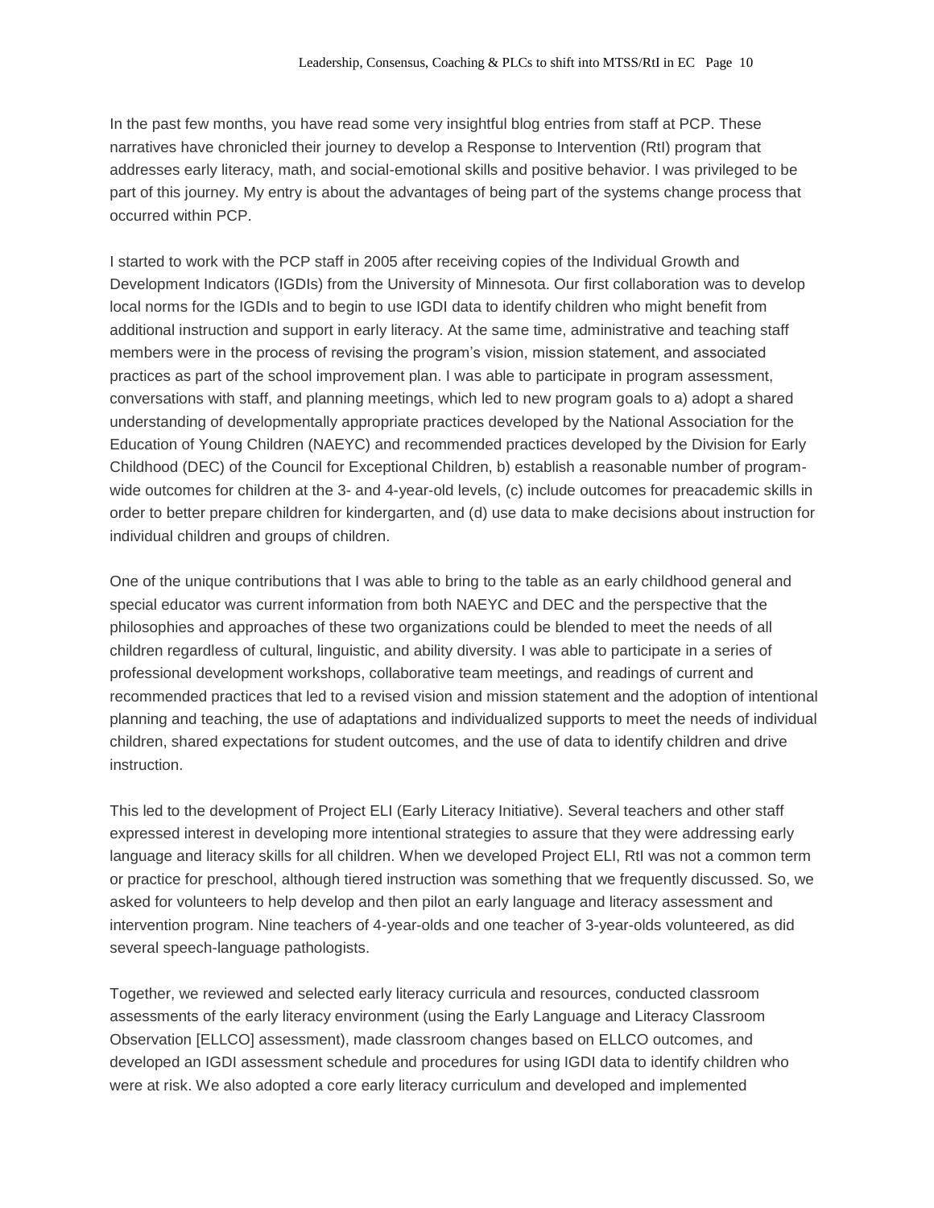In the past few months, you have read some very insightful blog entries from staff at PCP. These narratives have chronicled their journey to develop a Response to Intervention (RtI) program that addresses early literacy, math, and social-emotional skills and positive behavior. I was privileged to be part of this journey. My entry is about the advantages of being part of the systems change process that occurred within PCP.

I started to work with the PCP staff in 2005 after receiving copies of the Individual Growth and Development Indicators (IGDIs) from the University of Minnesota. Our first collaboration was to develop local norms for the IGDIs and to begin to use IGDI data to identify children who might benefit from additional instruction and support in early literacy. At the same time, administrative and teaching staff members were in the process of revising the program's vision, mission statement, and associated practices as part of the school improvement plan. I was able to participate in program assessment, conversations with staff, and planning meetings, which led to new program goals to a) adopt a shared understanding of developmentally appropriate practices developed by the National Association for the Education of Young Children (NAEYC) and recommended practices developed by the Division for Early Childhood (DEC) of the Council for Exceptional Children, b) establish a reasonable number of program-wide outcomes for children at the 3- and 4-year-old levels, (c) include outcomes for preacademic skills in order to better prepare children for kindergarten, and (d) use data to make decisions about instruction for individual children and groups of children.

One of the unique contributions that I was able to bring to the table as an early childhood general and special educator was current information from both NAEYC and DEC and the perspective that the philosophies and approaches of these two organizations could be blended to meet the needs of all children regardless of cultural, linguistic, and ability diversity. I was able to participate in a series of professional development workshops, collaborative team meetings, and readings of current and recommended practices that led to a revised vision and mission statement and the adoption of intentional planning and teaching, the use of adaptations and individualized supports to meet the needs of individual children, shared expectations for student outcomes, and the use of data to identify children and drive instruction.

This led to the development of Project ELI (Early Literacy Initiative). Several teachers and other staff expressed interest in developing more intentional strategies to assure that they were addressing early language and literacy skills for all children. When we developed Project ELI, RtI was not a common term or practice for preschool, although tiered instruction was something that we frequently discussed. So, we asked for volunteers to help develop and then pilot an early language and literacy assessment and intervention program. Nine teachers of 4-year-olds and one teacher of 3-year-olds volunteered, as did several speech-language pathologists.

Together, we reviewed and selected early literacy curricula and resources, conducted classroom assessments of the early literacy environment (using the Early Language and Literacy Classroom Observation [ELLCO] assessment), made classroom changes based on ELLCO outcomes, and developed an IGDI assessment schedule and procedures for using IGDI data to identify children who were at risk. We also adopted a core early literacy curriculum and developed and implemented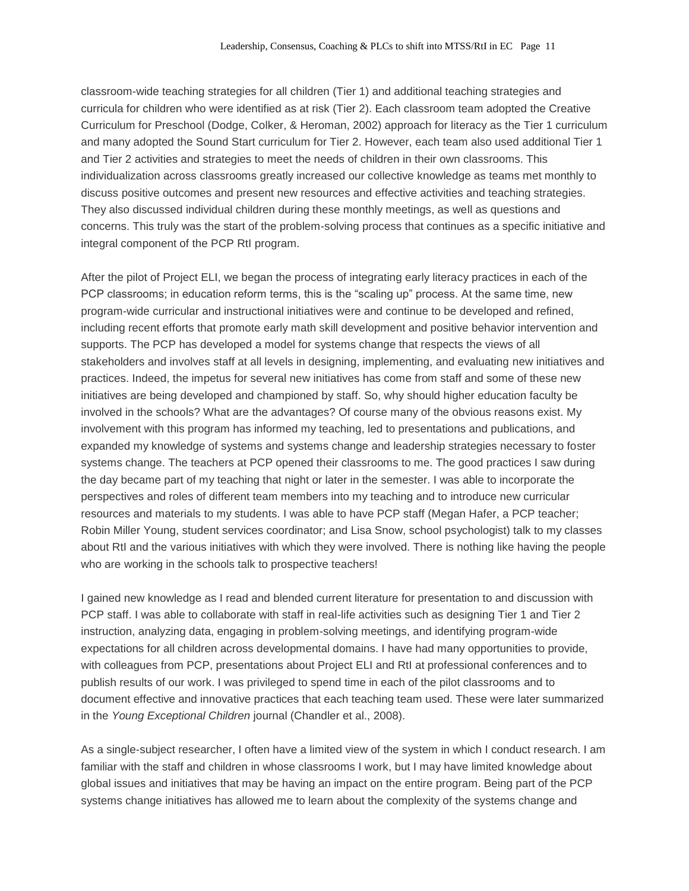classroom-wide teaching strategies for all children (Tier 1) and additional teaching strategies and curricula for children who were identified as at risk (Tier 2). Each classroom team adopted the Creative Curriculum for Preschool (Dodge, Colker, & Heroman, 2002) approach for literacy as the Tier 1 curriculum and many adopted the Sound Start curriculum for Tier 2. However, each team also used additional Tier 1 and Tier 2 activities and strategies to meet the needs of children in their own classrooms. This individualization across classrooms greatly increased our collective knowledge as teams met monthly to discuss positive outcomes and present new resources and effective activities and teaching strategies. They also discussed individual children during these monthly meetings, as well as questions and concerns. This truly was the start of the problem-solving process that continues as a specific initiative and integral component of the PCP RtI program.

After the pilot of Project ELI, we began the process of integrating early literacy practices in each of the PCP classrooms; in education reform terms, this is the "scaling up" process. At the same time, new program-wide curricular and instructional initiatives were and continue to be developed and refined, including recent efforts that promote early math skill development and positive behavior intervention and supports. The PCP has developed a model for systems change that respects the views of all stakeholders and involves staff at all levels in designing, implementing, and evaluating new initiatives and practices. Indeed, the impetus for several new initiatives has come from staff and some of these new initiatives are being developed and championed by staff. So, why should higher education faculty be involved in the schools? What are the advantages? Of course many of the obvious reasons exist. My involvement with this program has informed my teaching, led to presentations and publications, and expanded my knowledge of systems and systems change and leadership strategies necessary to foster systems change. The teachers at PCP opened their classrooms to me. The good practices I saw during the day became part of my teaching that night or later in the semester. I was able to incorporate the perspectives and roles of different team members into my teaching and to introduce new curricular resources and materials to my students. I was able to have PCP staff (Megan Hafer, a PCP teacher; Robin Miller Young, student services coordinator; and Lisa Snow, school psychologist) talk to my classes about RtI and the various initiatives with which they were involved. There is nothing like having the people who are working in the schools talk to prospective teachers!

I gained new knowledge as I read and blended current literature for presentation to and discussion with PCP staff. I was able to collaborate with staff in real-life activities such as designing Tier 1 and Tier 2 instruction, analyzing data, engaging in problem-solving meetings, and identifying program-wide expectations for all children across developmental domains. I have had many opportunities to provide, with colleagues from PCP, presentations about Project ELI and RtI at professional conferences and to publish results of our work. I was privileged to spend time in each of the pilot classrooms and to document effective and innovative practices that each teaching team used. These were later summarized in the *Young Exceptional Children* journal (Chandler et al., 2008).

As a single-subject researcher, I often have a limited view of the system in which I conduct research. I am familiar with the staff and children in whose classrooms I work, but I may have limited knowledge about global issues and initiatives that may be having an impact on the entire program. Being part of the PCP systems change initiatives has allowed me to learn about the complexity of the systems change and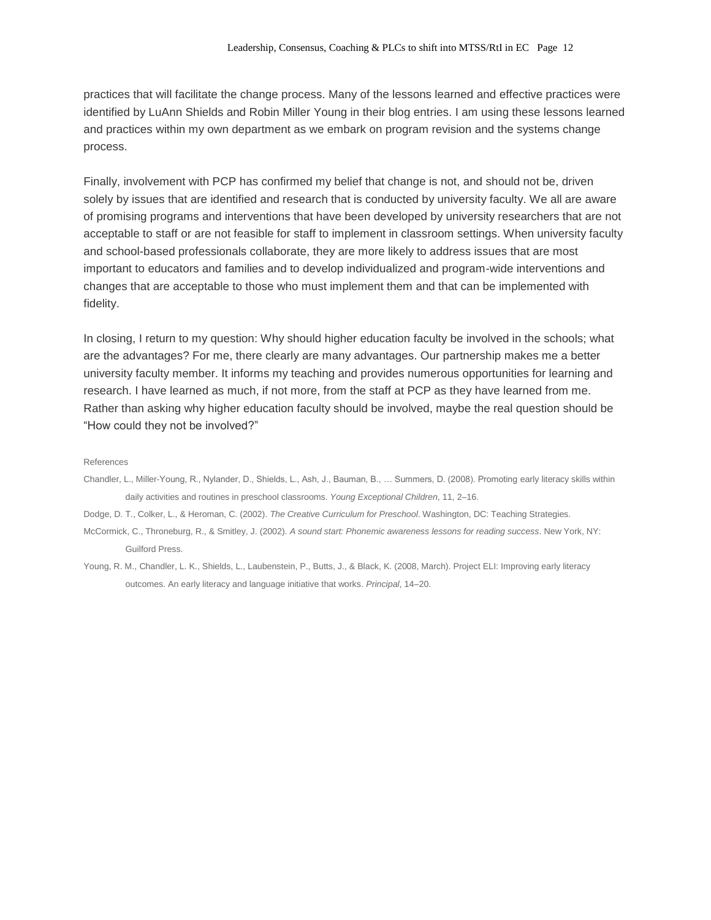practices that will facilitate the change process. Many of the lessons learned and effective practices were identified by LuAnn Shields and Robin Miller Young in their blog entries. I am using these lessons learned and practices within my own department as we embark on program revision and the systems change process.

Finally, involvement with PCP has confirmed my belief that change is not, and should not be, driven solely by issues that are identified and research that is conducted by university faculty. We all are aware of promising programs and interventions that have been developed by university researchers that are not acceptable to staff or are not feasible for staff to implement in classroom settings. When university faculty and school-based professionals collaborate, they are more likely to address issues that are most important to educators and families and to develop individualized and program-wide interventions and changes that are acceptable to those who must implement them and that can be implemented with fidelity.

In closing, I return to my question: Why should higher education faculty be involved in the schools; what are the advantages? For me, there clearly are many advantages. Our partnership makes me a better university faculty member. It informs my teaching and provides numerous opportunities for learning and research. I have learned as much, if not more, from the staff at PCP as they have learned from me. Rather than asking why higher education faculty should be involved, maybe the real question should be "How could they not be involved?"

References

Chandler, L., Miller-Young, R., Nylander, D., Shields, L., Ash, J., Bauman, B., … Summers, D. (2008). Promoting early literacy skills within daily activities and routines in preschool classrooms. *Young Exceptional Children*, 11, 2–16.

Dodge, D. T., Colker, L., & Heroman, C. (2002). *The Creative Curriculum for Preschool*. Washington, DC: Teaching Strategies.

McCormick, C., Throneburg, R., & Smitley, J. (2002). *A sound start: Phonemic awareness lessons for reading success*. New York, NY: Guilford Press.

Young, R. M., Chandler, L. K., Shields, L., Laubenstein, P., Butts, J., & Black, K. (2008, March). Project ELI: Improving early literacy outcomes. An early literacy and language initiative that works. *Principal*, 14–20.